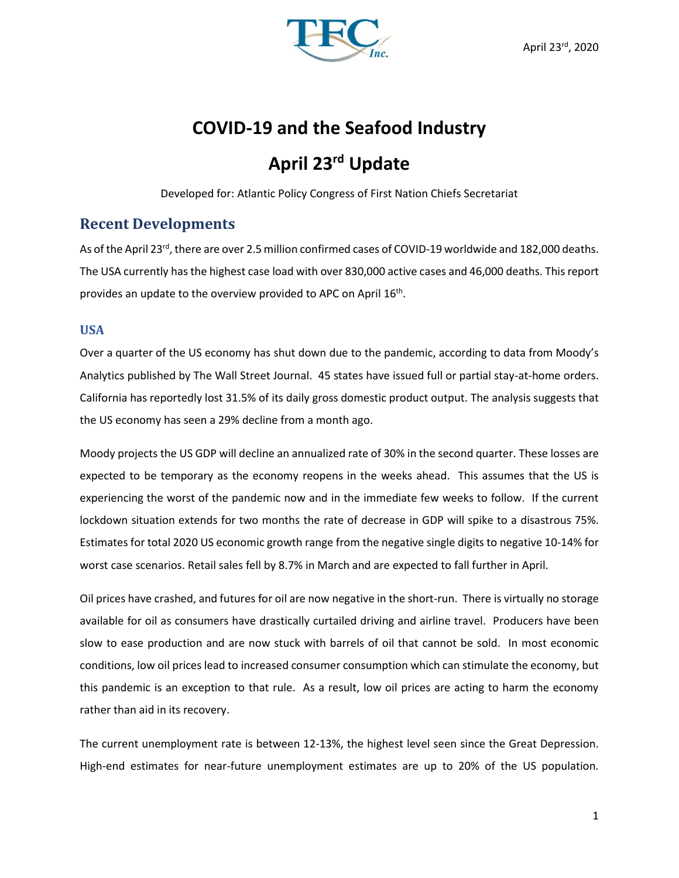April 23rd, 2020

# COVID-19 and the Seafood Industry

# April 23rd Update

Developed for: Atlantic Policy Congress of First Nation Chiefs Secretariat

## Recent Developments

As of the April 23rd, there are over 2.5 million confirmed cases of COVID-19 worldwide and 182,000 deaths. The USA currently has the highest case load with over 830,000 active cases and 46,000 deaths. This report provides an update to the overview provided to APC on April 16th.

### USA

Over a quarter of the US economy has shut down due to the pandemic, according to data from Moody's Analytics published by The Wall Street Journal. 45 states have issued full or partial stay-at-home orders. California has reportedly lost 31.5% of its daily gross domestic product output. The analysis suggests that the US economy has seen a 29% decline from a month ago.

Moody projects the US GDP will decline an annualized rate of 30% in the second quarter. These losses are expected to be temporary as the economy reopens in the weeks ahead. This assumes that the US is experiencing the worst of the pandemic now and in the immediate few weeks to follow. If the current lockdown situation extends for two months the rate of decrease in GDP will spike to a disastrous 75%. Estimates for total 2020 US economic growth range from the negative single digits to negative 10-14% for worst case scenarios. Retail sales fell by 8.7% in March and are expected to fall further in April.

Oil prices have crashed, and futures for oil are now negative in the short-run. There is virtually no storage available for oil as consumers have drastically curtailed driving and airline travel. Producers have been slow to ease production and are now stuck with barrels of oil that cannot be sold. In most economic conditions, low oil prices lead to increased consumer consumption which can stimulate the economy, but this pandemic is an exception to that rule. As a result, low oil prices are acting to harm the economy rather than aid in its recovery.

The current unemployment rate is between 12-13%, the highest level seen since the Great Depression. High-end estimates for near-future unemployment estimates are up to 20% of the US population.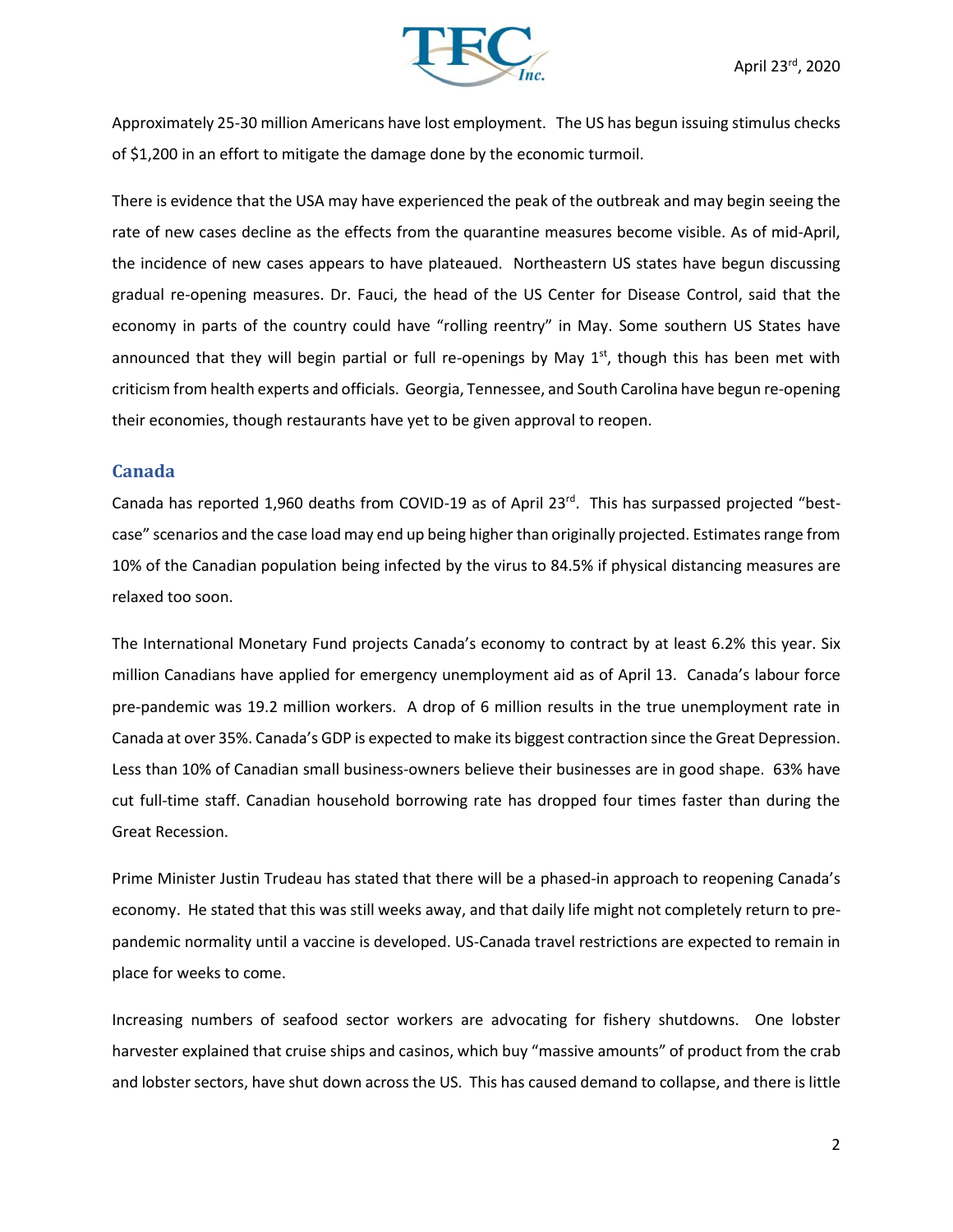Approximately 25-30 million Americans have lost employment. The US has begun issuing stimulus checks of $1,200 in an effort to mitigate the damage done by the economic turmoil.

There is evidence that the USA may have experienced the peak of the outbreak and may begin seeing the rate of new cases decline as the effects from the quarantine measures become visible. As of mid-April, the incidence of new cases appears to have plateaued. Northeastern US states have begun discussing gradual re-opening measures. Dr. Fauci, the head of the US Center for Disease Control, said that the economy in parts of the country could have "rolling reentry" in May. Some southern US States have announced that they will begin partial or full re-openings by May 1st, though this has been met with criticism from health experts and officials. Georgia, Tennessee, and South Carolina have begun re-opening their economies, though restaurants have yet to be given approval to reopen.

## Canada

Canada has reported 1,960 deaths from COVID-19 as of April 23rd. This has surpassed projected "best-case" scenarios and the case load may end up being higher than originally projected. Estimates range from 10% of the Canadian population being infected by the virus to 84.5% if physical distancing measures are relaxed too soon.

The International Monetary Fund projects Canada's economy to contract by at least 6.2% this year. Six million Canadians have applied for emergency unemployment aid as of April 13. Canada's labour force pre-pandemic was 19.2 million workers. A drop of 6 million results in the true unemployment rate in Canada at over 35%. Canada's GDP is expected to make its biggest contraction since the Great Depression. Less than 10% of Canadian small business-owners believe their businesses are in good shape. 63% have cut full-time staff. Canadian household borrowing rate has dropped four times faster than during the Great Recession.

Prime Minister Justin Trudeau has stated that there will be a phased-in approach to reopening Canada's economy. He stated that this was still weeks away, and that daily life might not completely return to pre-pandemic normality until a vaccine is developed. US-Canada travel restrictions are expected to remain in place for weeks to come.

Increasing numbers of seafood sector workers are advocating for fishery shutdowns. One lobster harvester explained that cruise ships and casinos, which buy "massive amounts" of product from the crab and lobster sectors, have shut down across the US. This has caused demand to collapse, and there is little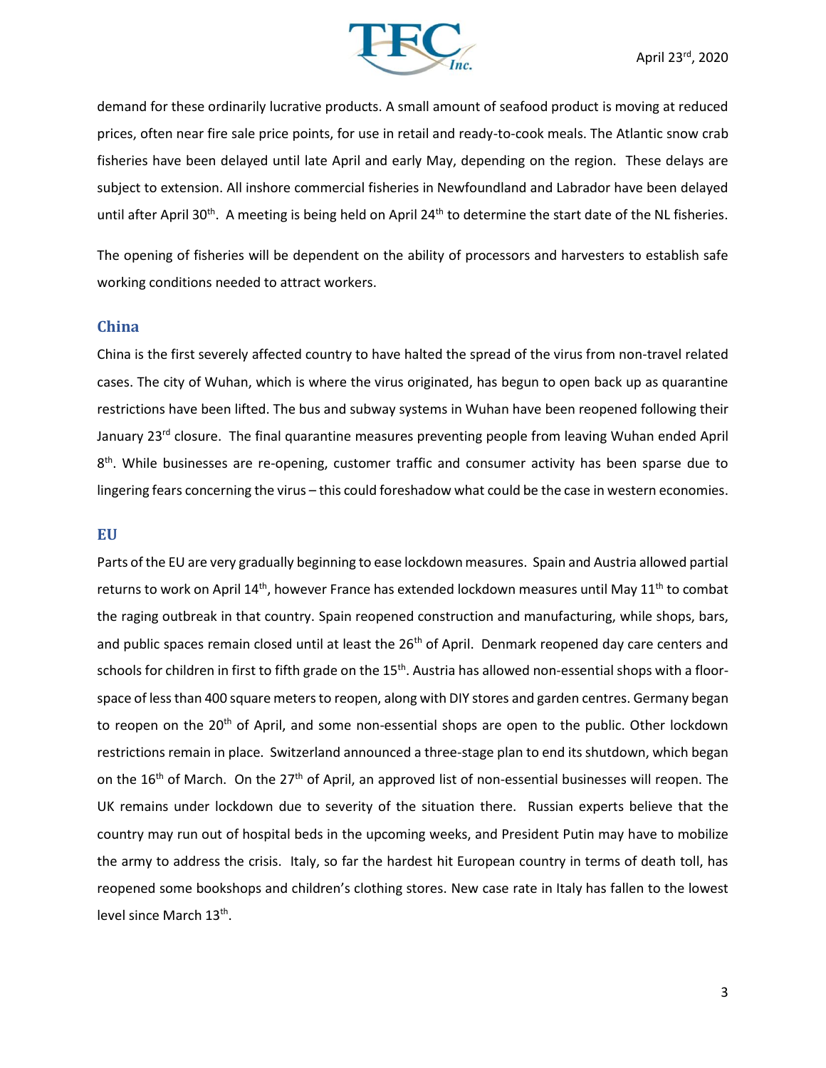demand for these ordinarily lucrative products. A small amount of seafood product is moving at reduced prices, often near fire sale price points, for use in retail and ready-to-cook meals. The Atlantic snow crab fisheries have been delayed until late April and early May, depending on the region. These delays are subject to extension. All inshore commercial fisheries in Newfoundland and Labrador have been delayed until after April 30th. A meeting is being held on April 24th to determine the start date of the NL fisheries.

The opening of fisheries will be dependent on the ability of processors and harvesters to establish safe working conditions needed to attract workers.

## China

China is the first severely affected country to have halted the spread of the virus from non-travel related cases. The city of Wuhan, which is where the virus originated, has begun to open back up as quarantine restrictions have been lifted. The bus and subway systems in Wuhan have been reopened following their January 23rd closure. The final quarantine measures preventing people from leaving Wuhan ended April 8th. While businesses are re-opening, customer traffic and consumer activity has been sparse due to lingering fears concerning the virus – this could foreshadow what could be the case in western economies.

## EU

Parts of the EU are very gradually beginning to ease lockdown measures. Spain and Austria allowed partial returns to work on April 14th, however France has extended lockdown measures until May 11th to combat the raging outbreak in that country. Spain reopened construction and manufacturing, while shops, bars, and public spaces remain closed until at least the 26th of April. Denmark reopened day care centers and schools for children in first to fifth grade on the 15th. Austria has allowed non-essential shops with a floor-space of less than 400 square meters to reopen, along with DIY stores and garden centres. Germany began to reopen on the 20th of April, and some non-essential shops are open to the public. Other lockdown restrictions remain in place. Switzerland announced a three-stage plan to end its shutdown, which began on the 16th of March. On the 27th of April, an approved list of non-essential businesses will reopen. The UK remains under lockdown due to severity of the situation there. Russian experts believe that the country may run out of hospital beds in the upcoming weeks, and President Putin may have to mobilize the army to address the crisis. Italy, so far the hardest hit European country in terms of death toll, has reopened some bookshops and children's clothing stores. New case rate in Italy has fallen to the lowest level since March 13th.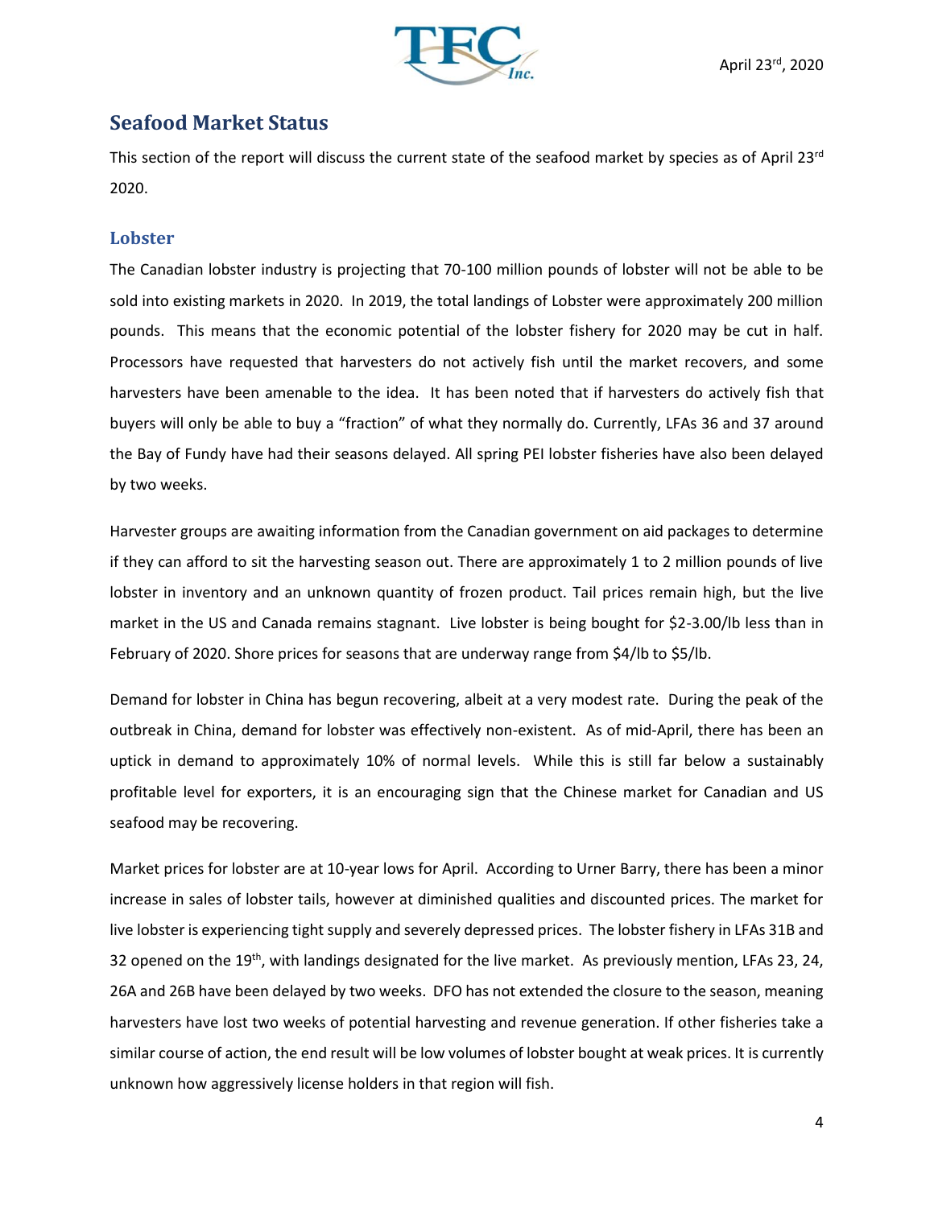## Seafood Market Status

This section of the report will discuss the current state of the seafood market by species as of April 23rd 2020.

### Lobster

The Canadian lobster industry is projecting that 70-100 million pounds of lobster will not be able to be sold into existing markets in 2020. In 2019, the total landings of Lobster were approximately 200 million pounds. This means that the economic potential of the lobster fishery for 2020 may be cut in half. Processors have requested that harvesters do not actively fish until the market recovers, and some harvesters have been amenable to the idea. It has been noted that if harvesters do actively fish that buyers will only be able to buy a "fraction" of what they normally do. Currently, LFAs 36 and 37 around the Bay of Fundy have had their seasons delayed. All spring PEI lobster fisheries have also been delayed by two weeks.

Harvester groups are awaiting information from the Canadian government on aid packages to determine if they can afford to sit the harvesting season out. There are approximately 1 to 2 million pounds of live lobster in inventory and an unknown quantity of frozen product. Tail prices remain high, but the live market in the US and Canada remains stagnant. Live lobster is being bought for $2-3.00/lb less than in February of 2020. Shore prices for seasons that are underway range from $4/lb to $5/lb.

Demand for lobster in China has begun recovering, albeit at a very modest rate. During the peak of the outbreak in China, demand for lobster was effectively non-existent. As of mid-April, there has been an uptick in demand to approximately 10% of normal levels. While this is still far below a sustainably profitable level for exporters, it is an encouraging sign that the Chinese market for Canadian and US seafood may be recovering.

Market prices for lobster are at 10-year lows for April. According to Urner Barry, there has been a minor increase in sales of lobster tails, however at diminished qualities and discounted prices. The market for live lobster is experiencing tight supply and severely depressed prices. The lobster fishery in LFAs 31B and 32 opened on the 19th, with landings designated for the live market. As previously mention, LFAs 23, 24, 26A and 26B have been delayed by two weeks. DFO has not extended the closure to the season, meaning harvesters have lost two weeks of potential harvesting and revenue generation. If other fisheries take a similar course of action, the end result will be low volumes of lobster bought at weak prices. It is currently unknown how aggressively license holders in that region will fish.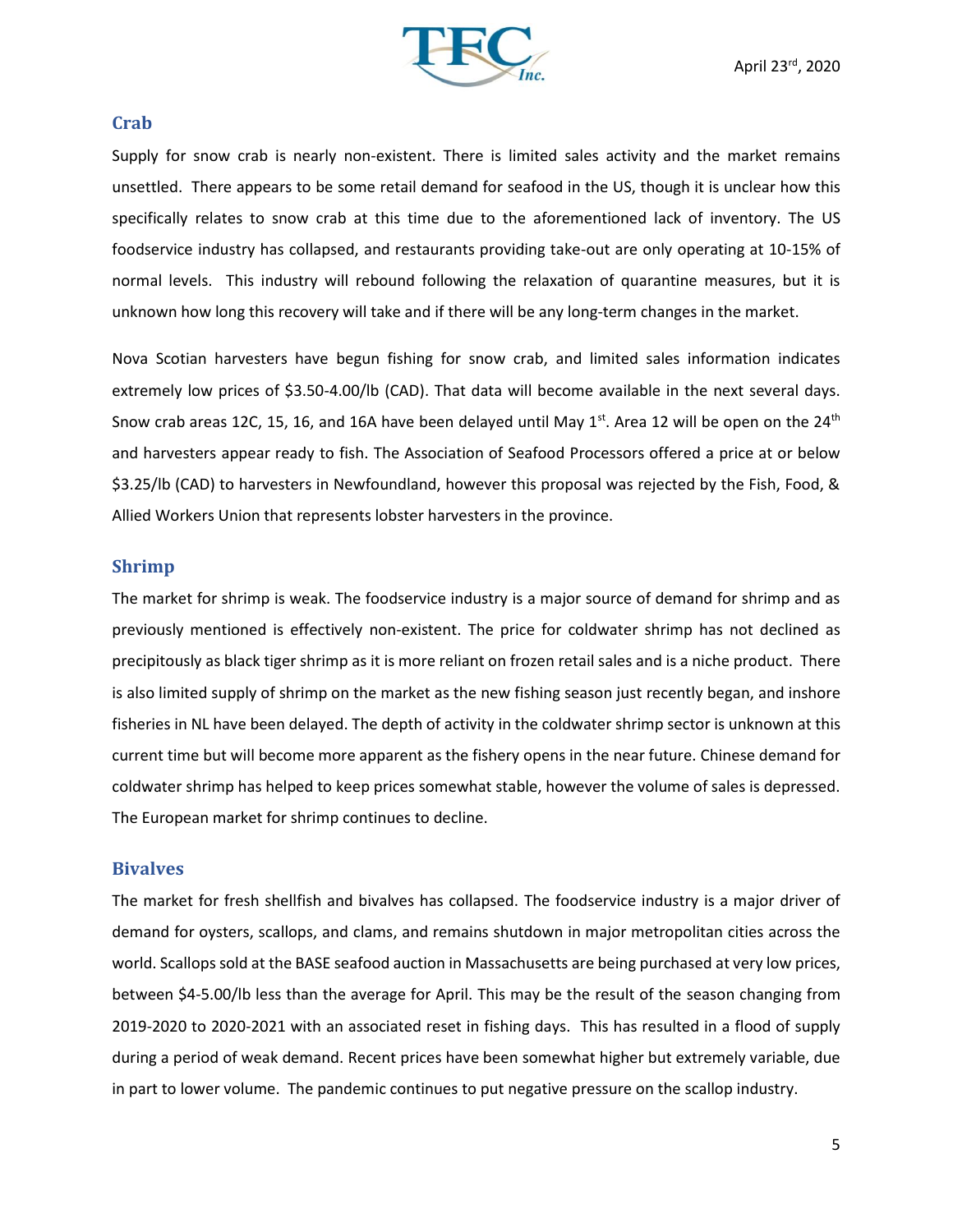## Crab

Supply for snow crab is nearly non-existent. There is limited sales activity and the market remains unsettled. There appears to be some retail demand for seafood in the US, though it is unclear how this specifically relates to snow crab at this time due to the aforementioned lack of inventory. The US foodservice industry has collapsed, and restaurants providing take-out are only operating at 10-15% of normal levels. This industry will rebound following the relaxation of quarantine measures, but it is unknown how long this recovery will take and if there will be any long-term changes in the market.

Nova Scotian harvesters have begun fishing for snow crab, and limited sales information indicates extremely low prices of $3.50-4.00/lb (CAD). That data will become available in the next several days. Snow crab areas 12C, 15, 16, and 16A have been delayed until May 1st. Area 12 will be open on the 24th and harvesters appear ready to fish. The Association of Seafood Processors offered a price at or below $3.25/lb (CAD) to harvesters in Newfoundland, however this proposal was rejected by the Fish, Food, & Allied Workers Union that represents lobster harvesters in the province.

## Shrimp

The market for shrimp is weak. The foodservice industry is a major source of demand for shrimp and as previously mentioned is effectively non-existent. The price for coldwater shrimp has not declined as precipitously as black tiger shrimp as it is more reliant on frozen retail sales and is a niche product. There is also limited supply of shrimp on the market as the new fishing season just recently began, and inshore fisheries in NL have been delayed. The depth of activity in the coldwater shrimp sector is unknown at this current time but will become more apparent as the fishery opens in the near future. Chinese demand for coldwater shrimp has helped to keep prices somewhat stable, however the volume of sales is depressed. The European market for shrimp continues to decline.

## Bivalves

The market for fresh shellfish and bivalves has collapsed. The foodservice industry is a major driver of demand for oysters, scallops, and clams, and remains shutdown in major metropolitan cities across the world. Scallops sold at the BASE seafood auction in Massachusetts are being purchased at very low prices, between $4-5.00/lb less than the average for April. This may be the result of the season changing from 2019-2020 to 2020-2021 with an associated reset in fishing days. This has resulted in a flood of supply during a period of weak demand. Recent prices have been somewhat higher but extremely variable, due in part to lower volume. The pandemic continues to put negative pressure on the scallop industry.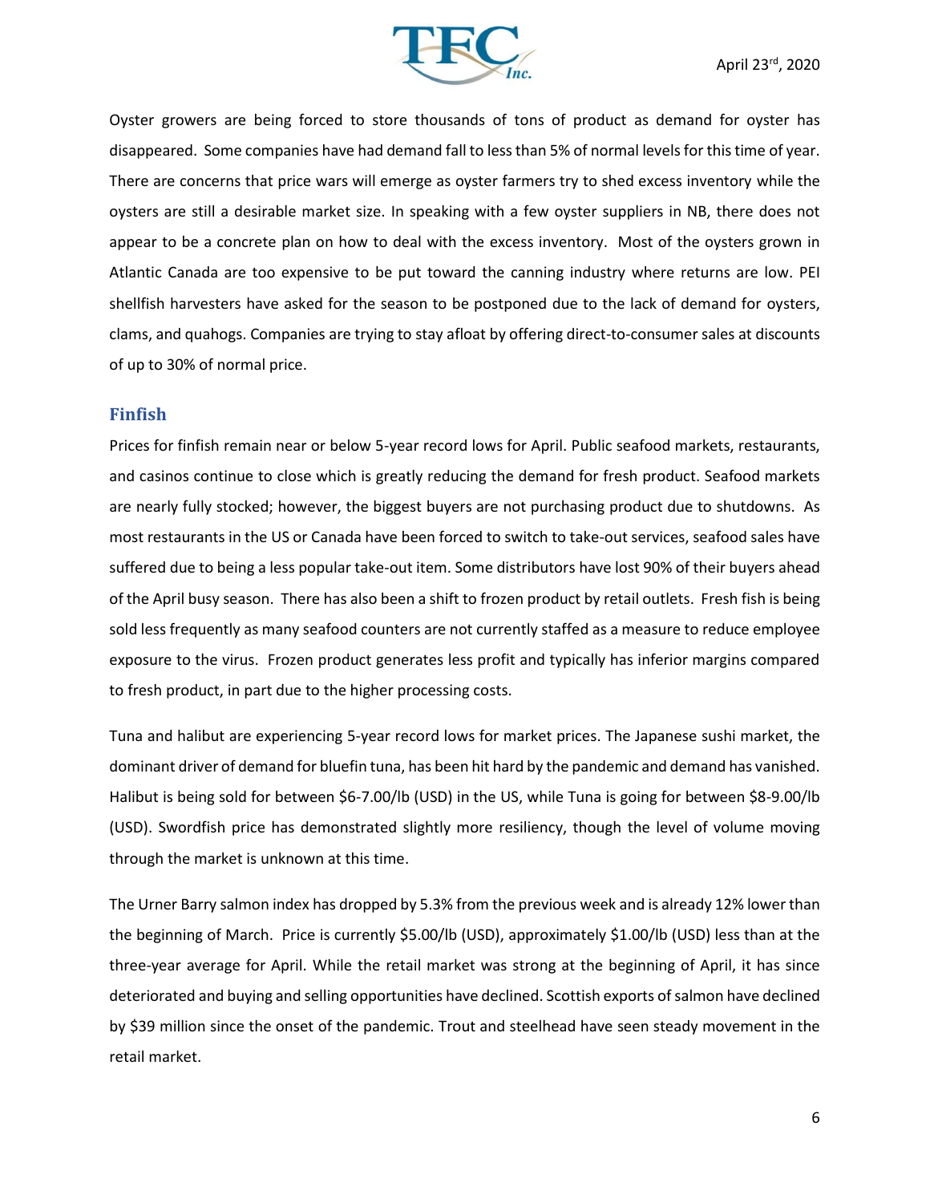Oyster growers are being forced to store thousands of tons of product as demand for oyster has disappeared. Some companies have had demand fall to less than 5% of normal levels for this time of year. There are concerns that price wars will emerge as oyster farmers try to shed excess inventory while the oysters are still a desirable market size. In speaking with a few oyster suppliers in NB, there does not appear to be a concrete plan on how to deal with the excess inventory. Most of the oysters grown in Atlantic Canada are too expensive to be put toward the canning industry where returns are low. PEI shellfish harvesters have asked for the season to be postponed due to the lack of demand for oysters, clams, and quahogs. Companies are trying to stay afloat by offering direct-to-consumer sales at discounts of up to 30% of normal price.

## Finfish

Prices for finfish remain near or below 5-year record lows for April. Public seafood markets, restaurants, and casinos continue to close which is greatly reducing the demand for fresh product. Seafood markets are nearly fully stocked; however, the biggest buyers are not purchasing product due to shutdowns. As most restaurants in the US or Canada have been forced to switch to take-out services, seafood sales have suffered due to being a less popular take-out item. Some distributors have lost 90% of their buyers ahead of the April busy season. There has also been a shift to frozen product by retail outlets. Fresh fish is being sold less frequently as many seafood counters are not currently staffed as a measure to reduce employee exposure to the virus. Frozen product generates less profit and typically has inferior margins compared to fresh product, in part due to the higher processing costs.

Tuna and halibut are experiencing 5-year record lows for market prices. The Japanese sushi market, the dominant driver of demand for bluefin tuna, has been hit hard by the pandemic and demand has vanished. Halibut is being sold for between $6-7.00/lb (USD) in the US, while Tuna is going for between $8-9.00/lb (USD). Swordfish price has demonstrated slightly more resiliency, though the level of volume moving through the market is unknown at this time.

The Urner Barry salmon index has dropped by 5.3% from the previous week and is already 12% lower than the beginning of March. Price is currently $5.00/lb (USD), approximately $1.00/lb (USD) less than at the three-year average for April. While the retail market was strong at the beginning of April, it has since deteriorated and buying and selling opportunities have declined. Scottish exports of salmon have declined by $39 million since the onset of the pandemic. Trout and steelhead have seen steady movement in the retail market.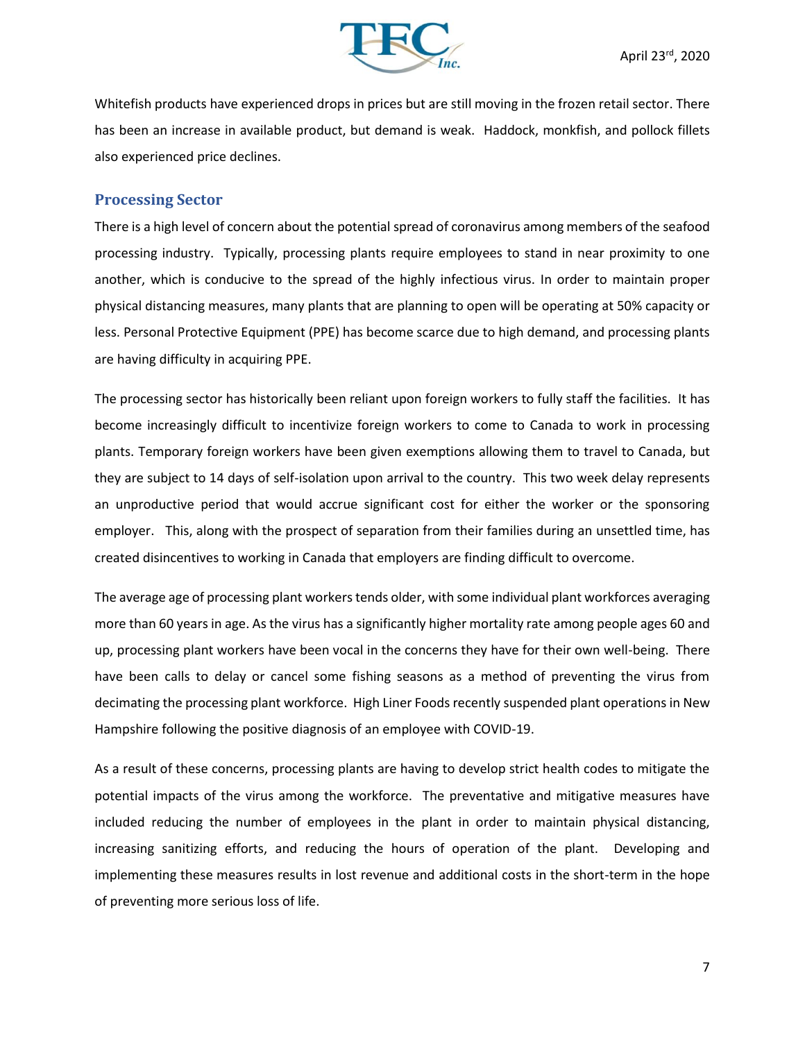Whitefish products have experienced drops in prices but are still moving in the frozen retail sector. There has been an increase in available product, but demand is weak. Haddock, monkfish, and pollock fillets also experienced price declines.

## Processing Sector

There is a high level of concern about the potential spread of coronavirus among members of the seafood processing industry. Typically, processing plants require employees to stand in near proximity to one another, which is conducive to the spread of the highly infectious virus. In order to maintain proper physical distancing measures, many plants that are planning to open will be operating at 50% capacity or less. Personal Protective Equipment (PPE) has become scarce due to high demand, and processing plants are having difficulty in acquiring PPE.

The processing sector has historically been reliant upon foreign workers to fully staff the facilities. It has become increasingly difficult to incentivize foreign workers to come to Canada to work in processing plants. Temporary foreign workers have been given exemptions allowing them to travel to Canada, but they are subject to 14 days of self-isolation upon arrival to the country. This two week delay represents an unproductive period that would accrue significant cost for either the worker or the sponsoring employer. This, along with the prospect of separation from their families during an unsettled time, has created disincentives to working in Canada that employers are finding difficult to overcome.

The average age of processing plant workers tends older, with some individual plant workforces averaging more than 60 years in age. As the virus has a significantly higher mortality rate among people ages 60 and up, processing plant workers have been vocal in the concerns they have for their own well-being. There have been calls to delay or cancel some fishing seasons as a method of preventing the virus from decimating the processing plant workforce. High Liner Foods recently suspended plant operations in New Hampshire following the positive diagnosis of an employee with COVID-19.

As a result of these concerns, processing plants are having to develop strict health codes to mitigate the potential impacts of the virus among the workforce. The preventative and mitigative measures have included reducing the number of employees in the plant in order to maintain physical distancing, increasing sanitizing efforts, and reducing the hours of operation of the plant. Developing and implementing these measures results in lost revenue and additional costs in the short-term in the hope of preventing more serious loss of life.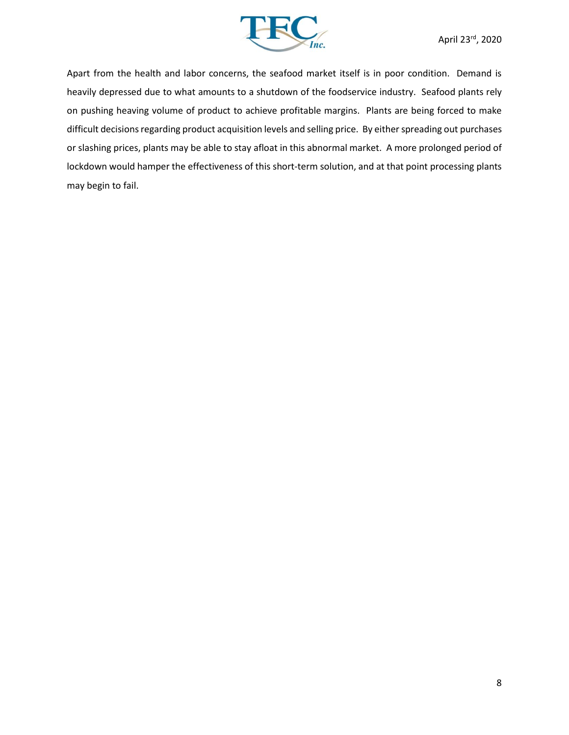Apart from the health and labor concerns, the seafood market itself is in poor condition. Demand is heavily depressed due to what amounts to a shutdown of the foodservice industry. Seafood plants rely on pushing heaving volume of product to achieve profitable margins. Plants are being forced to make difficult decisions regarding product acquisition levels and selling price. By either spreading out purchases or slashing prices, plants may be able to stay afloat in this abnormal market. A more prolonged period of lockdown would hamper the effectiveness of this short-term solution, and at that point processing plants may begin to fail.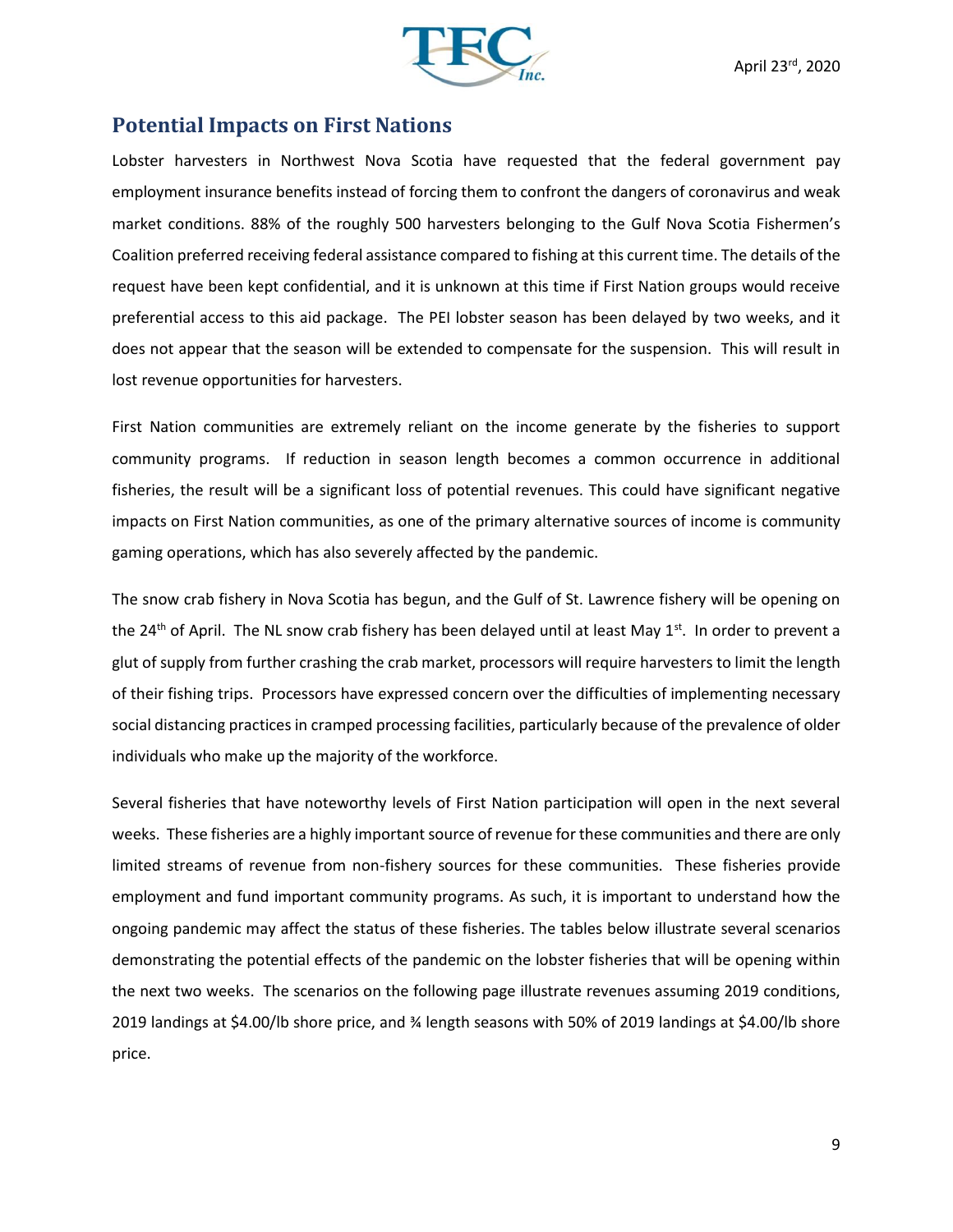## Potential Impacts on First Nations

Lobster harvesters in Northwest Nova Scotia have requested that the federal government pay employment insurance benefits instead of forcing them to confront the dangers of coronavirus and weak market conditions. 88% of the roughly 500 harvesters belonging to the Gulf Nova Scotia Fishermen's Coalition preferred receiving federal assistance compared to fishing at this current time. The details of the request have been kept confidential, and it is unknown at this time if First Nation groups would receive preferential access to this aid package. The PEI lobster season has been delayed by two weeks, and it does not appear that the season will be extended to compensate for the suspension. This will result in lost revenue opportunities for harvesters.

First Nation communities are extremely reliant on the income generate by the fisheries to support community programs. If reduction in season length becomes a common occurrence in additional fisheries, the result will be a significant loss of potential revenues. This could have significant negative impacts on First Nation communities, as one of the primary alternative sources of income is community gaming operations, which has also severely affected by the pandemic.

The snow crab fishery in Nova Scotia has begun, and the Gulf of St. Lawrence fishery will be opening on the 24th of April. The NL snow crab fishery has been delayed until at least May 1st. In order to prevent a glut of supply from further crashing the crab market, processors will require harvesters to limit the length of their fishing trips. Processors have expressed concern over the difficulties of implementing necessary social distancing practices in cramped processing facilities, particularly because of the prevalence of older individuals who make up the majority of the workforce.

Several fisheries that have noteworthy levels of First Nation participation will open in the next several weeks. These fisheries are a highly important source of revenue for these communities and there are only limited streams of revenue from non-fishery sources for these communities. These fisheries provide employment and fund important community programs. As such, it is important to understand how the ongoing pandemic may affect the status of these fisheries. The tables below illustrate several scenarios demonstrating the potential effects of the pandemic on the lobster fisheries that will be opening within the next two weeks. The scenarios on the following page illustrate revenues assuming 2019 conditions, 2019 landings at $4.00/lb shore price, and ¾ length seasons with 50% of 2019 landings at $4.00/lb shore price.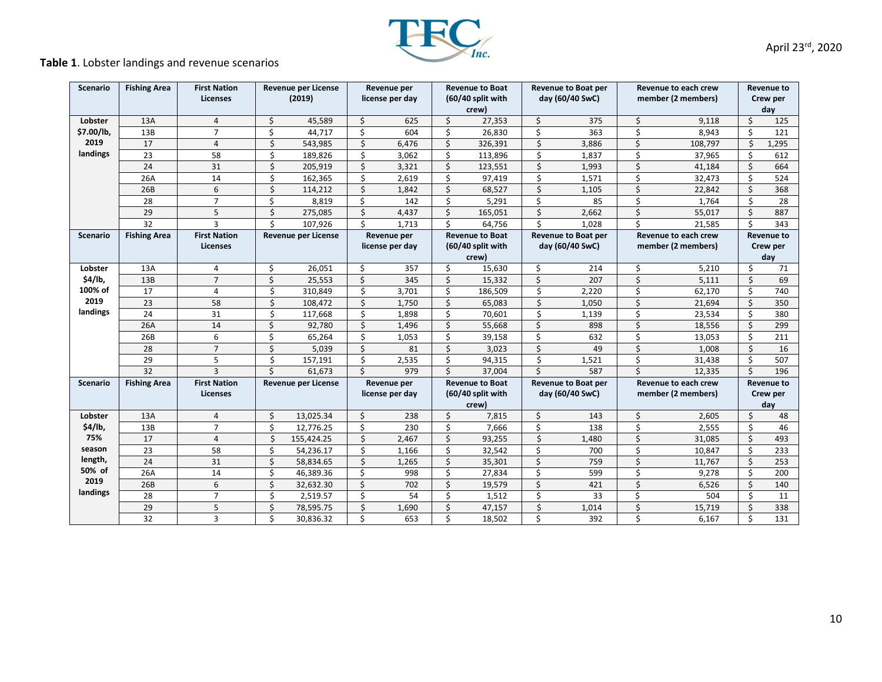**Table 1**. Lobster landings and revenue scenarios

| Scenario | Fishing Area | First Nation Licenses | Revenue per License (2019) | Revenue per license per day | Revenue to Boat (60/40 split with crew) | Revenue to Boat per day (60/40 SwC) | Revenue to each crew member (2 members) | Revenue to Crew per day |
|---|---|---|---|---|---|---|---|---|
| Lobster $7.00/lb, 2019 landings | 13A | 4 | $ 45,589 | $ 625 | $ 27,353 | $ 375 | $ 9,118 | $ 125 |
| | 13B | 7 | $ 44,717 | $ 604 | $ 26,830 | $ 363 | $ 8,943 | $ 121 |
| | 17 | 4 | $ 543,985 | $ 6,476 | $ 326,391 | $ 3,886 | $ 108,797 | $ 1,295 |
| | 23 | 58 | $ 189,826 | $ 3,062 | $ 113,896 | $ 1,837 | $ 37,965 | $ 612 |
| | 24 | 31 | $ 205,919 | $ 3,321 | $ 123,551 | $ 1,993 | $ 41,184 | $ 664 |
| | 26A | 14 | $ 162,365 | $ 2,619 | $ 97,419 | $ 1,571 | $ 32,473 | $ 524 |
| | 26B | 6 | $ 114,212 | $ 1,842 | $ 68,527 | $ 1,105 | $ 22,842 | $ 368 |
| | 28 | 7 | $ 8,819 | $ 142 | $ 5,291 | $ 85 | $ 1,764 | $ 28 |
| | 29 | 5 | $ 275,085 | $ 4,437 | $ 165,051 | $ 2,662 | $ 55,017 | $ 887 |
| | 32 | 3 | $ 107,926 | $ 1,713 | $ 64,756 | $ 1,028 | $ 21,585 | $ 343 |
| **Scenario** | **Fishing Area** | **First Nation Licenses** | **Revenue per License** | **Revenue per license per day** | **Revenue to Boat (60/40 split with crew)** | **Revenue to Boat per day (60/40 SwC)** | **Revenue to each crew member (2 members)** | **Revenue to Crew per day** |
| Lobster $4/lb, 100% of 2019 landings | 13A | 4 | $ 26,051 | $ 357 | $ 15,630 | $ 214 | $ 5,210 | $ 71 |
| | 13B | 7 | $ 25,553 | $ 345 | $ 15,332 | $ 207 | $ 5,111 | $ 69 |
| | 17 | 4 | $ 310,849 | $ 3,701 | $ 186,509 | $ 2,220 | $ 62,170 | $ 740 |
| | 23 | 58 | $ 108,472 | $ 1,750 | $ 65,083 | $ 1,050 | $ 21,694 | $ 350 |
| | 24 | 31 | $ 117,668 | $ 1,898 | $ 70,601 | $ 1,139 | $ 23,534 | $ 380 |
| | 26A | 14 | $ 92,780 | $ 1,496 | $ 55,668 | $ 898 | $ 18,556 | $ 299 |
| | 26B | 6 | $ 65,264 | $ 1,053 | $ 39,158 | $ 632 | $ 13,053 | $ 211 |
| | 28 | 7 | $ 5,039 | $ 81 | $ 3,023 | $ 49 | $ 1,008 | $ 16 |
| | 29 | 5 | $ 157,191 | $ 2,535 | $ 94,315 | $ 1,521 | $ 31,438 | $ 507 |
| | 32 | 3 | $ 61,673 | $ 979 | $ 37,004 | $ 587 | $ 12,335 | $ 196 |
| **Scenario** | **Fishing Area** | **First Nation Licenses** | **Revenue per License** | **Revenue per license per day** | **Revenue to Boat (60/40 split with crew)** | **Revenue to Boat per day (60/40 SwC)** | **Revenue to each crew member (2 members)** | **Revenue to Crew per day** |
| Lobster $4/lb, 75% season length, 50% of 2019 landings | 13A | 4 | $ 13,025.34 | $ 238 | $ 7,815 | $ 143 | $ 2,605 | $ 48 |
| | 13B | 7 | $ 12,776.25 | $ 230 | $ 7,666 | $ 138 | $ 2,555 | $ 46 |
| | 17 | 4 | $ 155,424.25 | $ 2,467 | $ 93,255 | $ 1,480 | $ 31,085 | $ 493 |
| | 23 | 58 | $ 54,236.17 | $ 1,166 | $ 32,542 | $ 700 | $ 10,847 | $ 233 |
| | 24 | 31 | $ 58,834.65 | $ 1,265 | $ 35,301 | $ 759 | $ 11,767 | $ 253 |
| | 26A | 14 | $ 46,389.36 | $ 998 | $ 27,834 | $ 599 | $ 9,278 | $ 200 |
| | 26B | 6 | $ 32,632.30 | $ 702 | $ 19,579 | $ 421 | $ 6,526 | $ 140 |
| | 28 | 7 | $ 2,519.57 | $ 54 | $ 1,512 | $ 33 | $ 504 | $ 11 |
| | 29 | 5 | $ 78,595.75 | $ 1,690 | $ 47,157 | $ 1,014 | $ 15,719 | $ 338 |
| | 32 | 3 | $ 30,836.32 | $ 653 | $ 18,502 | $ 392 | $ 6,167 | $ 131 |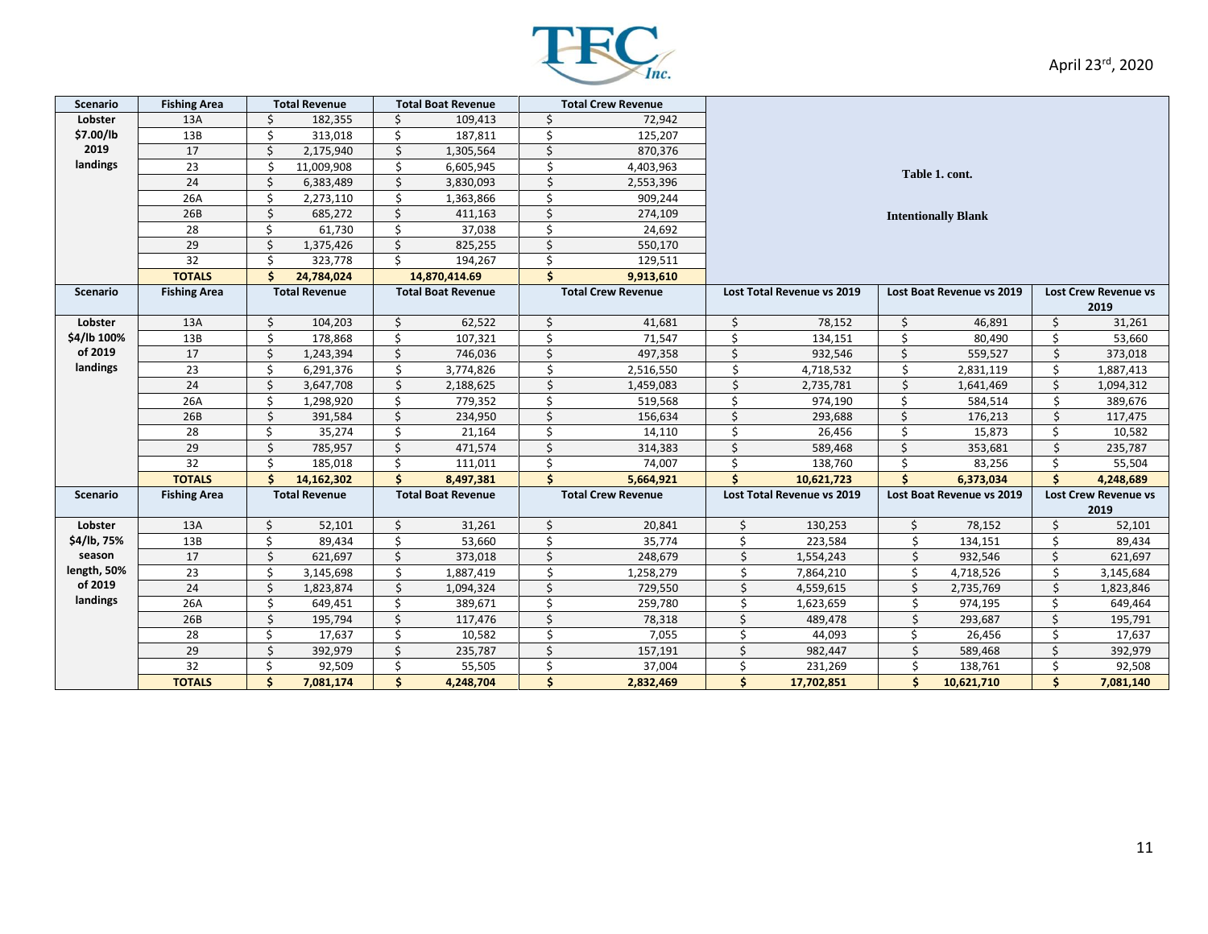April 23rd, 2020

| Scenario | Fishing Area | Total Revenue | Total Boat Revenue | Total Crew Revenue | | | |
|---|---|---|---|---|---|---|---|
| Lobster $7.00/lb 2019 landings | 13A | $ 182,355 | $ 109,413 | $ 72,942 | Table 1. cont. Intentionally Blank | | |
| | 13B | $ 313,018 | $ 187,811 | $ 125,207 | | | |
| | 17 | $ 2,175,940 | $ 1,305,564 | $ 870,376 | | | |
| | 23 | $ 11,009,908 | $ 6,605,945 | $ 4,403,963 | | | |
| | 24 | $ 6,383,489 | $ 3,830,093 | $ 2,553,396 | | | |
| | 26A | $ 2,273,110 | $ 1,363,866 | $ 909,244 | | | |
| | 26B | $ 685,272 | $ 411,163 | $ 274,109 | | | |
| | 28 | $ 61,730 | $ 37,038 | $ 24,692 | | | |
| | 29 | $ 1,375,426 | $ 825,255 | $ 550,170 | | | |
| | 32 | $ 323,778 | $ 194,267 | $ 129,511 | | | |
| | **TOTALS** | **$ 24,784,024** | **14,870,414.69** | **$ 9,913,610** | | | |
| **Scenario** | **Fishing Area** | **Total Revenue** | **Total Boat Revenue** | **Total Crew Revenue** | **Lost Total Revenue vs 2019** | **Lost Boat Revenue vs 2019** | **Lost Crew Revenue vs 2019** |
| Lobster $4/lb 100% of 2019 landings | 13A | $ 104,203 | $ 62,522 | $ 41,681 | $ 78,152 | $ 46,891 | $ 31,261 |
| | 13B | $ 178,868 | $ 107,321 | $ 71,547 | $ 134,151 | $ 80,490 | $ 53,660 |
| | 17 | $ 1,243,394 | $ 746,036 | $ 497,358 | $ 932,546 | $ 559,527 | $ 373,018 |
| | 23 | $ 6,291,376 | $ 3,774,826 | $ 2,516,550 | $ 4,718,532 | $ 2,831,119 | $ 1,887,413 |
| | 24 | $ 3,647,708 | $ 2,188,625 | $ 1,459,083 | $ 2,735,781 | $ 1,641,469 | $ 1,094,312 |
| | 26A | $ 1,298,920 | $ 779,352 | $ 519,568 | $ 974,190 | $ 584,514 | $ 389,676 |
| | 26B | $ 391,584 | $ 234,950 | $ 156,634 | $ 293,688 | $ 176,213 | $ 117,475 |
| | 28 | $ 35,274 | $ 21,164 | $ 14,110 | $ 26,456 | $ 15,873 | $ 10,582 |
| | 29 | $ 785,957 | $ 471,574 | $ 314,383 | $ 589,468 | $ 353,681 | $ 235,787 |
| | 32 | $ 185,018 | $ 111,011 | $ 74,007 | $ 138,760 | $ 83,256 | $ 55,504 |
| | **TOTALS** | **$ 14,162,302** | **$ 8,497,381** | **$ 5,664,921** | **$ 10,621,723** | **$ 6,373,034** | **$ 4,248,689** |
| **Scenario** | **Fishing Area** | **Total Revenue** | **Total Boat Revenue** | **Total Crew Revenue** | **Lost Total Revenue vs 2019** | **Lost Boat Revenue vs 2019** | **Lost Crew Revenue vs 2019** |
| Lobster $4/lb, 75% season length, 50% of 2019 landings | 13A | $ 52,101 | $ 31,261 | $ 20,841 | $ 130,253 | $ 78,152 | $ 52,101 |
| | 13B | $ 89,434 | $ 53,660 | $ 35,774 | $ 223,584 | $ 134,151 | $ 89,434 |
| | 17 | $ 621,697 | $ 373,018 | $ 248,679 | $ 1,554,243 | $ 932,546 | $ 621,697 |
| | 23 | $ 3,145,698 | $ 1,887,419 | $ 1,258,279 | $ 7,864,210 | $ 4,718,526 | $ 3,145,684 |
| | 24 | $ 1,823,874 | $ 1,094,324 | $ 729,550 | $ 4,559,615 | $ 2,735,769 | $ 1,823,846 |
| | 26A | $ 649,451 | $ 389,671 | $ 259,780 | $ 1,623,659 | $ 974,195 | $ 649,464 |
| | 26B | $ 195,794 | $ 117,476 | $ 78,318 | $ 489,478 | $ 293,687 | $ 195,791 |
| | 28 | $ 17,637 | $ 10,582 | $ 7,055 | $ 44,093 | $ 26,456 | $ 17,637 |
| | 29 | $ 392,979 | $ 235,787 | $ 157,191 | $ 982,447 | $ 589,468 | $ 392,979 |
| | 32 | $ 92,509 | $ 55,505 | $ 37,004 | $ 231,269 | $ 138,761 | $ 92,508 |
| | **TOTALS** | **$ 7,081,174** | **$ 4,248,704** | **$ 2,832,469** | **$ 17,702,851** | **$ 10,621,710** | **$ 7,081,140** |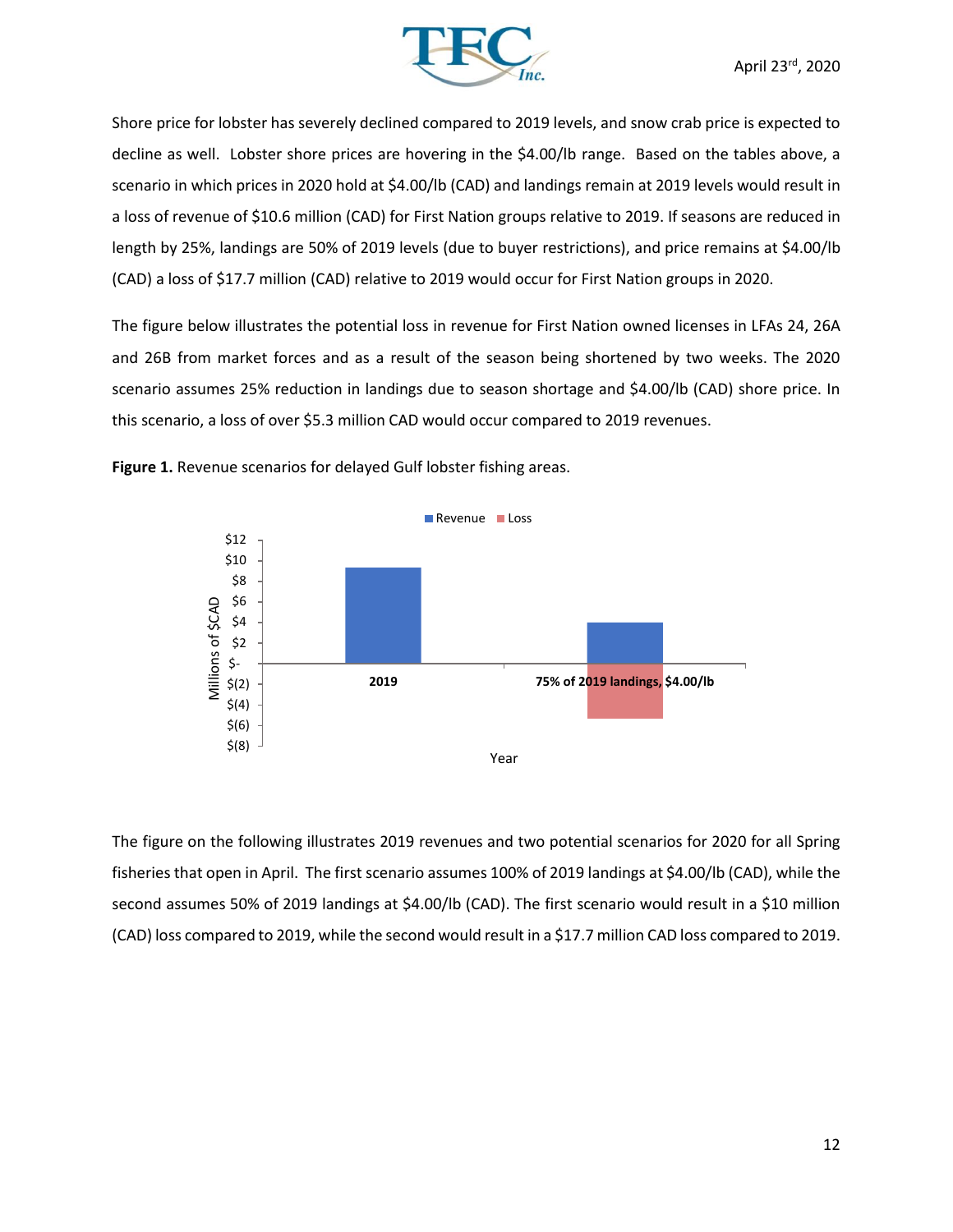Shore price for lobster has severely declined compared to 2019 levels, and snow crab price is expected to decline as well. Lobster shore prices are hovering in the $4.00/lb range. Based on the tables above, a scenario in which prices in 2020 hold at $4.00/lb (CAD) and landings remain at 2019 levels would result in a loss of revenue of $10.6 million (CAD) for First Nation groups relative to 2019. If seasons are reduced in length by 25%, landings are 50% of 2019 levels (due to buyer restrictions), and price remains at $4.00/lb (CAD) a loss of $17.7 million (CAD) relative to 2019 would occur for First Nation groups in 2020.

The figure below illustrates the potential loss in revenue for First Nation owned licenses in LFAs 24, 26A and 26B from market forces and as a result of the season being shortened by two weeks. The 2020 scenario assumes 25% reduction in landings due to season shortage and $4.00/lb (CAD) shore price. In this scenario, a loss of over $5.3 million CAD would occur compared to 2019 revenues.

**Figure 1.** Revenue scenarios for delayed Gulf lobster fishing areas.

The figure on the following illustrates 2019 revenues and two potential scenarios for 2020 for all Spring fisheries that open in April. The first scenario assumes 100% of 2019 landings at $4.00/lb (CAD), while the second assumes 50% of 2019 landings at $4.00/lb (CAD). The first scenario would result in a $10 million (CAD) loss compared to 2019, while the second would result in a $17.7 million CAD loss compared to 2019.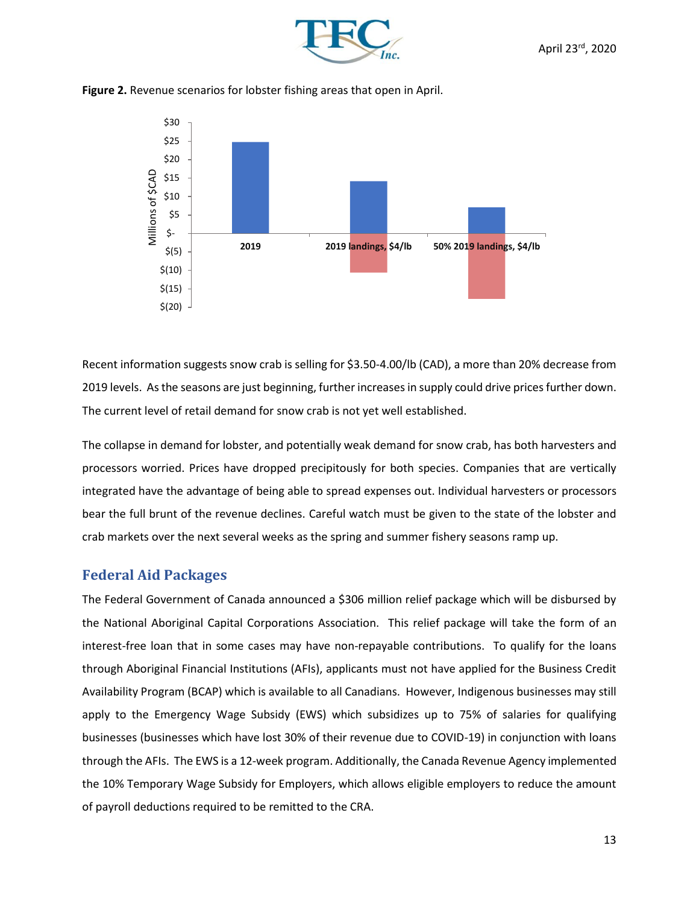**Figure 2.** Revenue scenarios for lobster fishing areas that open in April.

Recent information suggests snow crab is selling for $3.50-4.00/lb (CAD), a more than 20% decrease from 2019 levels. As the seasons are just beginning, further increases in supply could drive prices further down. The current level of retail demand for snow crab is not yet well established.

The collapse in demand for lobster, and potentially weak demand for snow crab, has both harvesters and processors worried. Prices have dropped precipitously for both species. Companies that are vertically integrated have the advantage of being able to spread expenses out. Individual harvesters or processors bear the full brunt of the revenue declines. Careful watch must be given to the state of the lobster and crab markets over the next several weeks as the spring and summer fishery seasons ramp up.

## Federal Aid Packages

The Federal Government of Canada announced a $306 million relief package which will be disbursed by the National Aboriginal Capital Corporations Association. This relief package will take the form of an interest-free loan that in some cases may have non-repayable contributions. To qualify for the loans through Aboriginal Financial Institutions (AFIs), applicants must not have applied for the Business Credit Availability Program (BCAP) which is available to all Canadians. However, Indigenous businesses may still apply to the Emergency Wage Subsidy (EWS) which subsidizes up to 75% of salaries for qualifying businesses (businesses which have lost 30% of their revenue due to COVID-19) in conjunction with loans through the AFIs. The EWS is a 12-week program. Additionally, the Canada Revenue Agency implemented the 10% Temporary Wage Subsidy for Employers, which allows eligible employers to reduce the amount of payroll deductions required to be remitted to the CRA.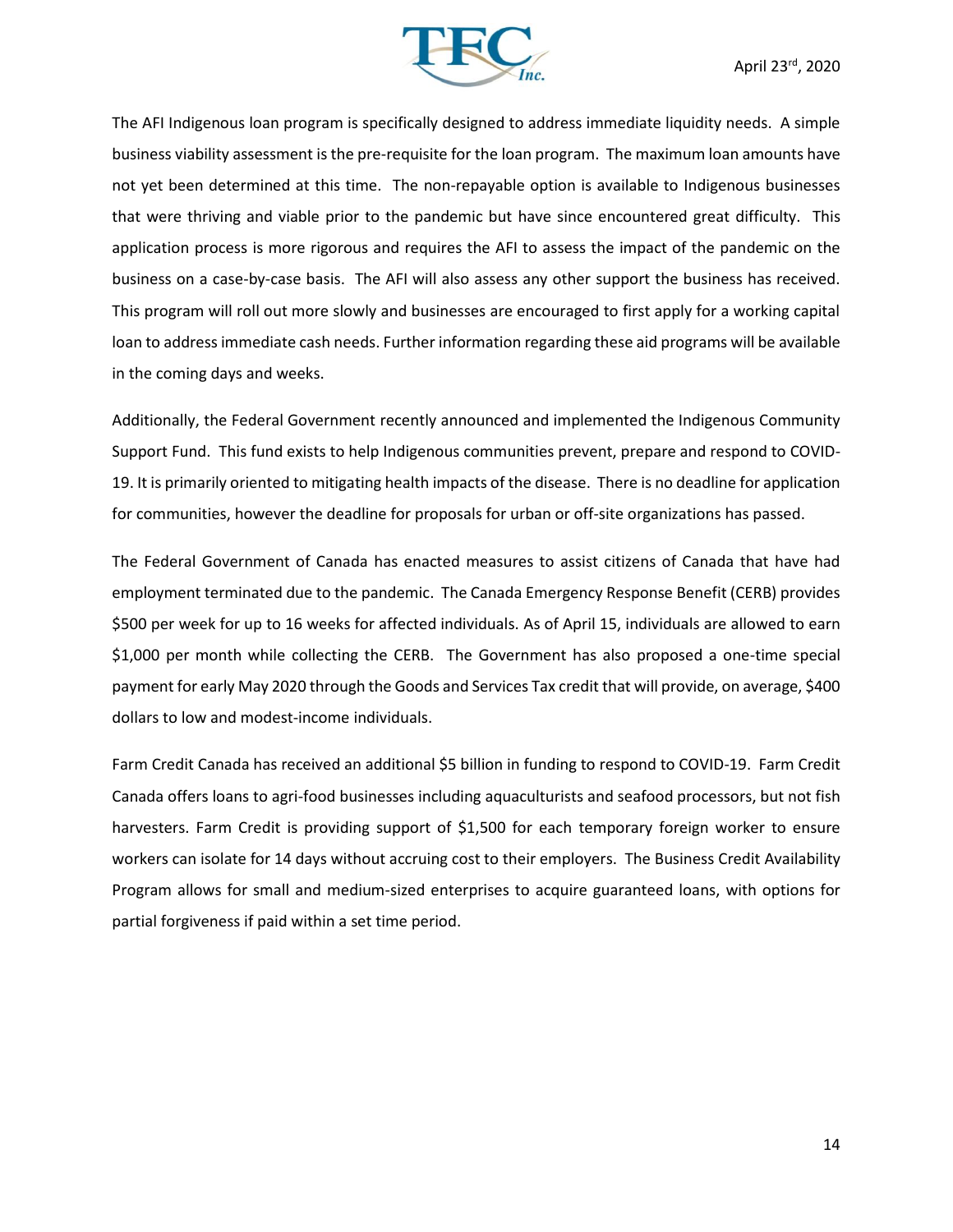The AFI Indigenous loan program is specifically designed to address immediate liquidity needs. A simple business viability assessment is the pre-requisite for the loan program. The maximum loan amounts have not yet been determined at this time. The non-repayable option is available to Indigenous businesses that were thriving and viable prior to the pandemic but have since encountered great difficulty. This application process is more rigorous and requires the AFI to assess the impact of the pandemic on the business on a case-by-case basis. The AFI will also assess any other support the business has received. This program will roll out more slowly and businesses are encouraged to first apply for a working capital loan to address immediate cash needs. Further information regarding these aid programs will be available in the coming days and weeks.

Additionally, the Federal Government recently announced and implemented the Indigenous Community Support Fund. This fund exists to help Indigenous communities prevent, prepare and respond to COVID-19. It is primarily oriented to mitigating health impacts of the disease. There is no deadline for application for communities, however the deadline for proposals for urban or off-site organizations has passed.

The Federal Government of Canada has enacted measures to assist citizens of Canada that have had employment terminated due to the pandemic. The Canada Emergency Response Benefit (CERB) provides $500 per week for up to 16 weeks for affected individuals. As of April 15, individuals are allowed to earn $1,000 per month while collecting the CERB. The Government has also proposed a one-time special payment for early May 2020 through the Goods and Services Tax credit that will provide, on average, $400 dollars to low and modest-income individuals.

Farm Credit Canada has received an additional $5 billion in funding to respond to COVID-19. Farm Credit Canada offers loans to agri-food businesses including aquaculturists and seafood processors, but not fish harvesters. Farm Credit is providing support of $1,500 for each temporary foreign worker to ensure workers can isolate for 14 days without accruing cost to their employers. The Business Credit Availability Program allows for small and medium-sized enterprises to acquire guaranteed loans, with options for partial forgiveness if paid within a set time period.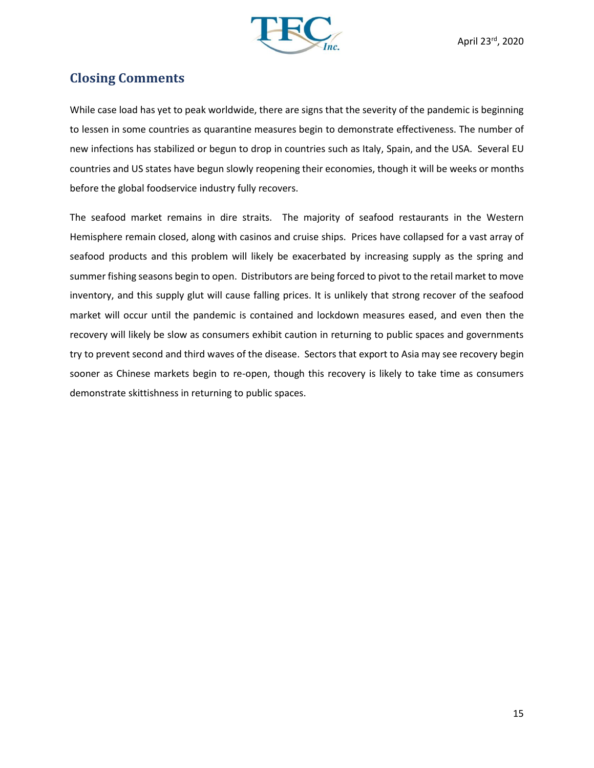## Closing Comments

While case load has yet to peak worldwide, there are signs that the severity of the pandemic is beginning to lessen in some countries as quarantine measures begin to demonstrate effectiveness. The number of new infections has stabilized or begun to drop in countries such as Italy, Spain, and the USA. Several EU countries and US states have begun slowly reopening their economies, though it will be weeks or months before the global foodservice industry fully recovers.

The seafood market remains in dire straits. The majority of seafood restaurants in the Western Hemisphere remain closed, along with casinos and cruise ships. Prices have collapsed for a vast array of seafood products and this problem will likely be exacerbated by increasing supply as the spring and summer fishing seasons begin to open. Distributors are being forced to pivot to the retail market to move inventory, and this supply glut will cause falling prices. It is unlikely that strong recover of the seafood market will occur until the pandemic is contained and lockdown measures eased, and even then the recovery will likely be slow as consumers exhibit caution in returning to public spaces and governments try to prevent second and third waves of the disease. Sectors that export to Asia may see recovery begin sooner as Chinese markets begin to re-open, though this recovery is likely to take time as consumers demonstrate skittishness in returning to public spaces.